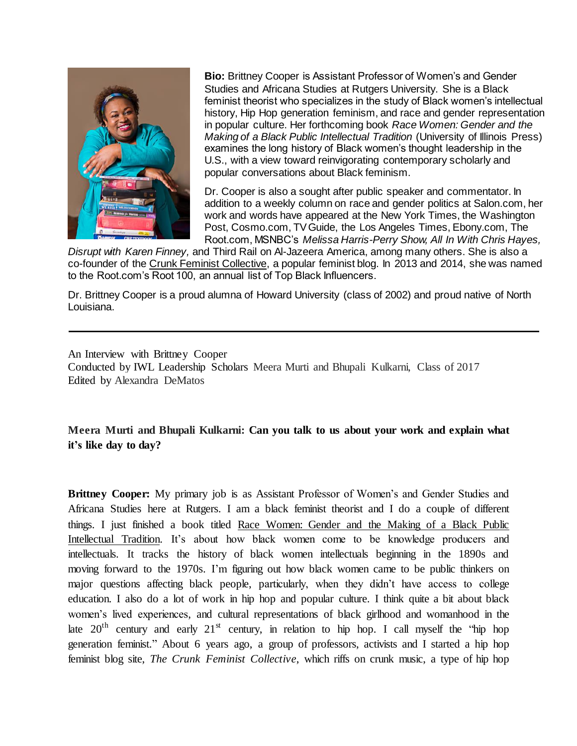**Bio:** Brittney Cooper is Assistant Professor of Women's and Gender Studies and Africana Studies at Rutgers University. She is a Black feminist theorist who specializes in the study of Black women's intellectual history, Hip Hop generation feminism, and race and gender representation in popular culture. Her forthcoming book *Race Women: Gender and the Making of a Black Public Intellectual Tradition* (University of Illinois Press) examines the long history of Black women's thought leadership in the U.S., with a view toward reinvigorating contemporary scholarly and popular conversations about Black feminism.

Dr. Cooper is also a sought after public speaker and commentator. In addition to a weekly column on race and gender politics at Salon.com, her work and words have appeared at the New York Times, the Washington Post, Cosmo.com, TV Guide, the Los Angeles Times, Ebony.com, The Root.com, MSNBC's *Melissa Harris-Perry Show, All In With Chris Hayes, Disrupt with Karen Finney,* and Third Rail on Al-Jazeera America, among many others. She is also a co-founder of the Crunk Feminist Collective, a popular feminist blog. In 2013 and 2014, she was named to the Root.com's Root 100, an annual list of Top Black Influencers.

Dr. Brittney Cooper is a proud alumna of Howard University (class of 2002) and proud native of North Louisiana.

---

An Interview with Brittney Cooper
Conducted by IWL Leadership Scholars Meera Murti and Bhupali Kulkarni, Class of 2017
Edited by Alexandra DeMatos

**Meera Murti and Bhupali Kulkarni: Can you talk to us about your work and explain what it's like day to day?**

**Brittney Cooper:** My primary job is as Assistant Professor of Women's and Gender Studies and Africana Studies here at Rutgers. I am a black feminist theorist and I do a couple of different things. I just finished a book titled Race Women: Gender and the Making of a Black Public Intellectual Tradition. It's about how black women come to be knowledge producers and intellectuals. It tracks the history of black women intellectuals beginning in the 1890s and moving forward to the 1970s. I'm figuring out how black women came to be public thinkers on major questions affecting black people, particularly, when they didn't have access to college education. I also do a lot of work in hip hop and popular culture. I think quite a bit about black women's lived experiences, and cultural representations of black girlhood and womanhood in the late 20th century and early 21st century, in relation to hip hop. I call myself the "hip hop generation feminist." About 6 years ago, a group of professors, activists and I started a hip hop feminist blog site, *The Crunk Feminist Collective*, which riffs on crunk music, a type of hip hop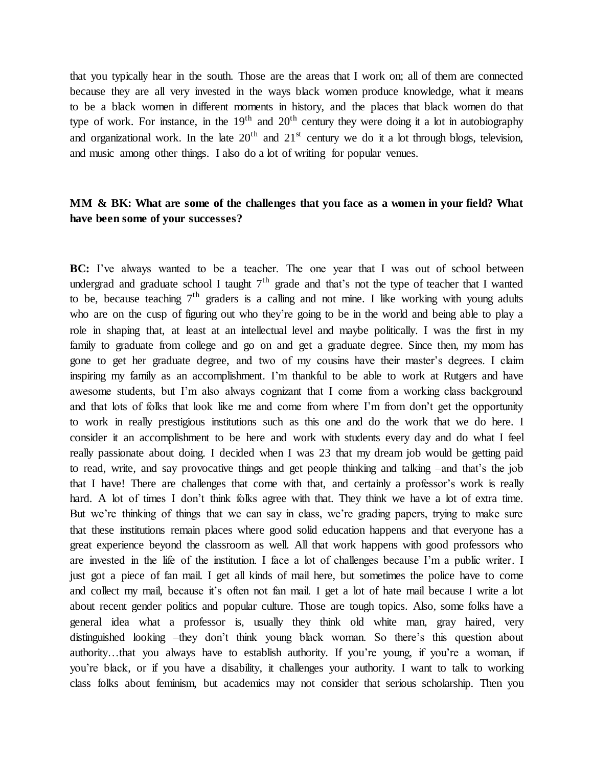that you typically hear in the south. Those are the areas that I work on; all of them are connected because they are all very invested in the ways black women produce knowledge, what it means to be a black women in different moments in history, and the places that black women do that type of work. For instance, in the 19th and 20th century they were doing it a lot in autobiography and organizational work. In the late 20th and 21st century we do it a lot through blogs, television, and music among other things. I also do a lot of writing for popular venues.

**MM & BK: What are some of the challenges that you face as a women in your field? What have been some of your successes?**

**BC:** I've always wanted to be a teacher. The one year that I was out of school between undergrad and graduate school I taught 7th grade and that's not the type of teacher that I wanted to be, because teaching 7th graders is a calling and not mine. I like working with young adults who are on the cusp of figuring out who they're going to be in the world and being able to play a role in shaping that, at least at an intellectual level and maybe politically. I was the first in my family to graduate from college and go on and get a graduate degree. Since then, my mom has gone to get her graduate degree, and two of my cousins have their master's degrees. I claim inspiring my family as an accomplishment. I'm thankful to be able to work at Rutgers and have awesome students, but I'm also always cognizant that I come from a working class background and that lots of folks that look like me and come from where I'm from don't get the opportunity to work in really prestigious institutions such as this one and do the work that we do here. I consider it an accomplishment to be here and work with students every day and do what I feel really passionate about doing. I decided when I was 23 that my dream job would be getting paid to read, write, and say provocative things and get people thinking and talking –and that's the job that I have! There are challenges that come with that, and certainly a professor's work is really hard. A lot of times I don't think folks agree with that. They think we have a lot of extra time. But we're thinking of things that we can say in class, we're grading papers, trying to make sure that these institutions remain places where good solid education happens and that everyone has a great experience beyond the classroom as well. All that work happens with good professors who are invested in the life of the institution. I face a lot of challenges because I'm a public writer. I just got a piece of fan mail. I get all kinds of mail here, but sometimes the police have to come and collect my mail, because it's often not fan mail. I get a lot of hate mail because I write a lot about recent gender politics and popular culture. Those are tough topics. Also, some folks have a general idea what a professor is, usually they think old white man, gray haired, very distinguished looking –they don't think young black woman. So there's this question about authority…that you always have to establish authority. If you're young, if you're a woman, if you're black, or if you have a disability, it challenges your authority. I want to talk to working class folks about feminism, but academics may not consider that serious scholarship. Then you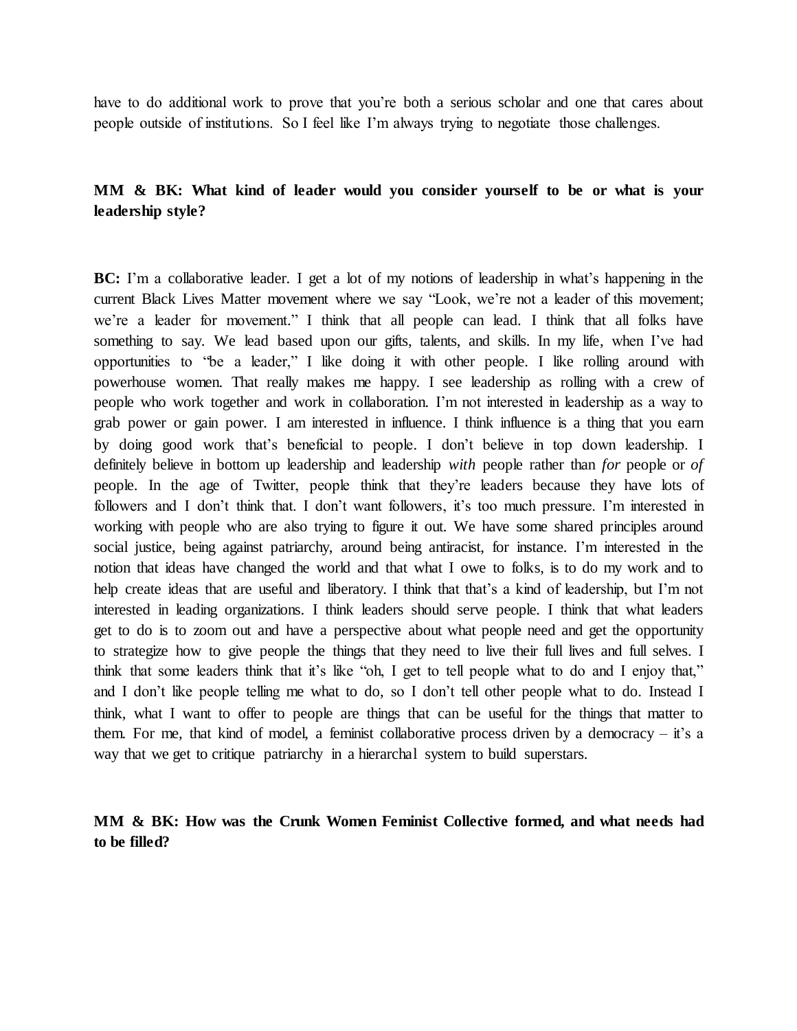have to do additional work to prove that you're both a serious scholar and one that cares about people outside of institutions. So I feel like I'm always trying to negotiate those challenges.

**MM & BK: What kind of leader would you consider yourself to be or what is your leadership style?**

**BC:** I'm a collaborative leader. I get a lot of my notions of leadership in what's happening in the current Black Lives Matter movement where we say "Look, we're not a leader of this movement; we're a leader for movement." I think that all people can lead. I think that all folks have something to say. We lead based upon our gifts, talents, and skills. In my life, when I've had opportunities to "be a leader," I like doing it with other people. I like rolling around with powerhouse women. That really makes me happy. I see leadership as rolling with a crew of people who work together and work in collaboration. I'm not interested in leadership as a way to grab power or gain power. I am interested in influence. I think influence is a thing that you earn by doing good work that's beneficial to people. I don't believe in top down leadership. I definitely believe in bottom up leadership and leadership *with* people rather than *for* people or *of* people. In the age of Twitter, people think that they're leaders because they have lots of followers and I don't think that. I don't want followers, it's too much pressure. I'm interested in working with people who are also trying to figure it out. We have some shared principles around social justice, being against patriarchy, around being antiracist, for instance. I'm interested in the notion that ideas have changed the world and that what I owe to folks, is to do my work and to help create ideas that are useful and liberatory. I think that that's a kind of leadership, but I'm not interested in leading organizations. I think leaders should serve people. I think that what leaders get to do is to zoom out and have a perspective about what people need and get the opportunity to strategize how to give people the things that they need to live their full lives and full selves. I think that some leaders think that it's like "oh, I get to tell people what to do and I enjoy that," and I don't like people telling me what to do, so I don't tell other people what to do. Instead I think, what I want to offer to people are things that can be useful for the things that matter to them. For me, that kind of model, a feminist collaborative process driven by a democracy – it's a way that we get to critique patriarchy in a hierarchal system to build superstars.

**MM & BK: How was the Crunk Women Feminist Collective formed, and what needs had to be filled?**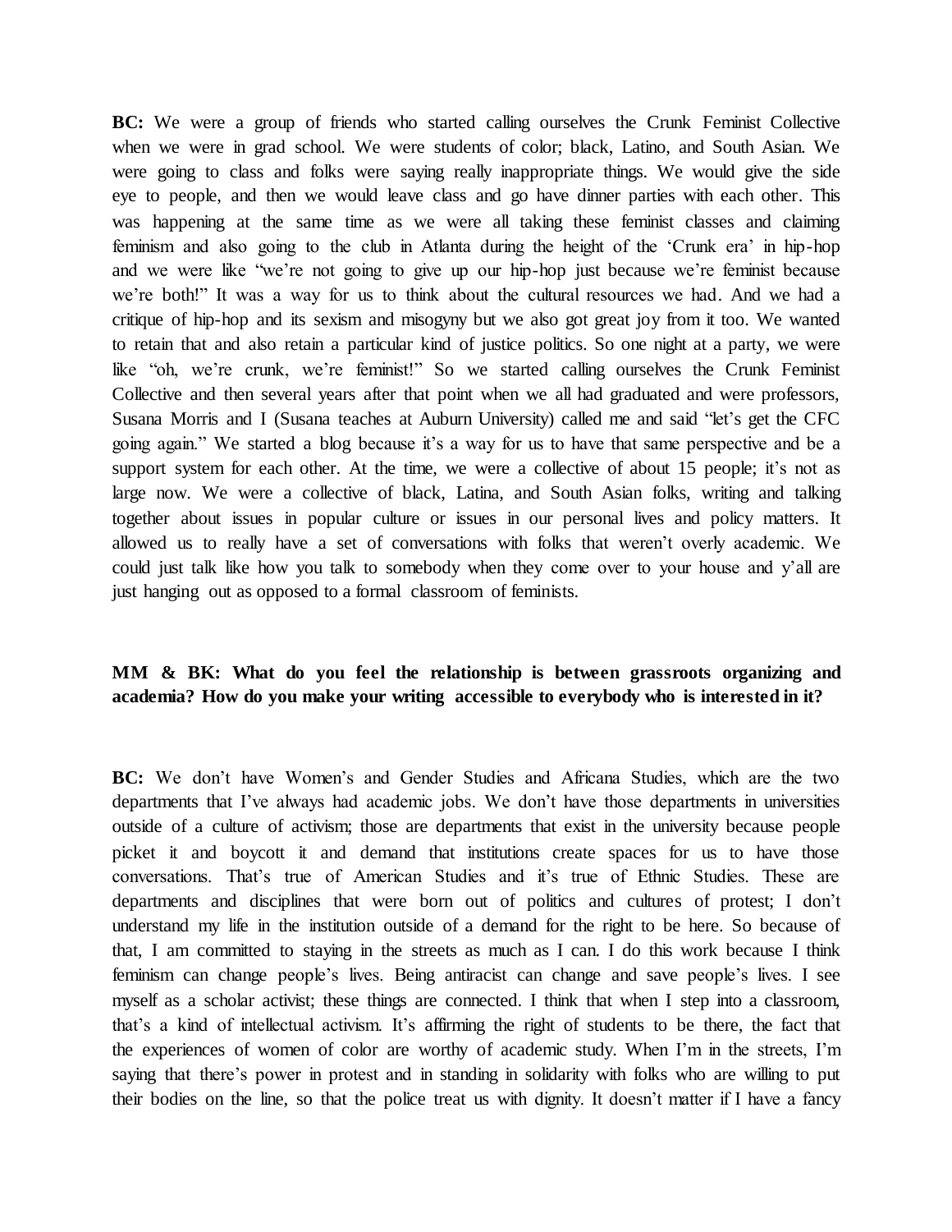**BC:** We were a group of friends who started calling ourselves the Crunk Feminist Collective when we were in grad school. We were students of color; black, Latino, and South Asian. We were going to class and folks were saying really inappropriate things. We would give the side eye to people, and then we would leave class and go have dinner parties with each other. This was happening at the same time as we were all taking these feminist classes and claiming feminism and also going to the club in Atlanta during the height of the 'Crunk era' in hip-hop and we were like "we're not going to give up our hip-hop just because we're feminist because we're both!" It was a way for us to think about the cultural resources we had. And we had a critique of hip-hop and its sexism and misogyny but we also got great joy from it too. We wanted to retain that and also retain a particular kind of justice politics. So one night at a party, we were like "oh, we're crunk, we're feminist!" So we started calling ourselves the Crunk Feminist Collective and then several years after that point when we all had graduated and were professors, Susana Morris and I (Susana teaches at Auburn University) called me and said "let's get the CFC going again." We started a blog because it's a way for us to have that same perspective and be a support system for each other. At the time, we were a collective of about 15 people; it's not as large now. We were a collective of black, Latina, and South Asian folks, writing and talking together about issues in popular culture or issues in our personal lives and policy matters. It allowed us to really have a set of conversations with folks that weren't overly academic. We could just talk like how you talk to somebody when they come over to your house and y'all are just hanging out as opposed to a formal classroom of feminists.

**MM & BK: What do you feel the relationship is between grassroots organizing and academia? How do you make your writing accessible to everybody who is interested in it?**

**BC:** We don't have Women's and Gender Studies and Africana Studies, which are the two departments that I've always had academic jobs. We don't have those departments in universities outside of a culture of activism; those are departments that exist in the university because people picket it and boycott it and demand that institutions create spaces for us to have those conversations. That's true of American Studies and it's true of Ethnic Studies. These are departments and disciplines that were born out of politics and cultures of protest; I don't understand my life in the institution outside of a demand for the right to be here. So because of that, I am committed to staying in the streets as much as I can. I do this work because I think feminism can change people's lives. Being antiracist can change and save people's lives. I see myself as a scholar activist; these things are connected. I think that when I step into a classroom, that's a kind of intellectual activism. It's affirming the right of students to be there, the fact that the experiences of women of color are worthy of academic study. When I'm in the streets, I'm saying that there's power in protest and in standing in solidarity with folks who are willing to put their bodies on the line, so that the police treat us with dignity. It doesn't matter if I have a fancy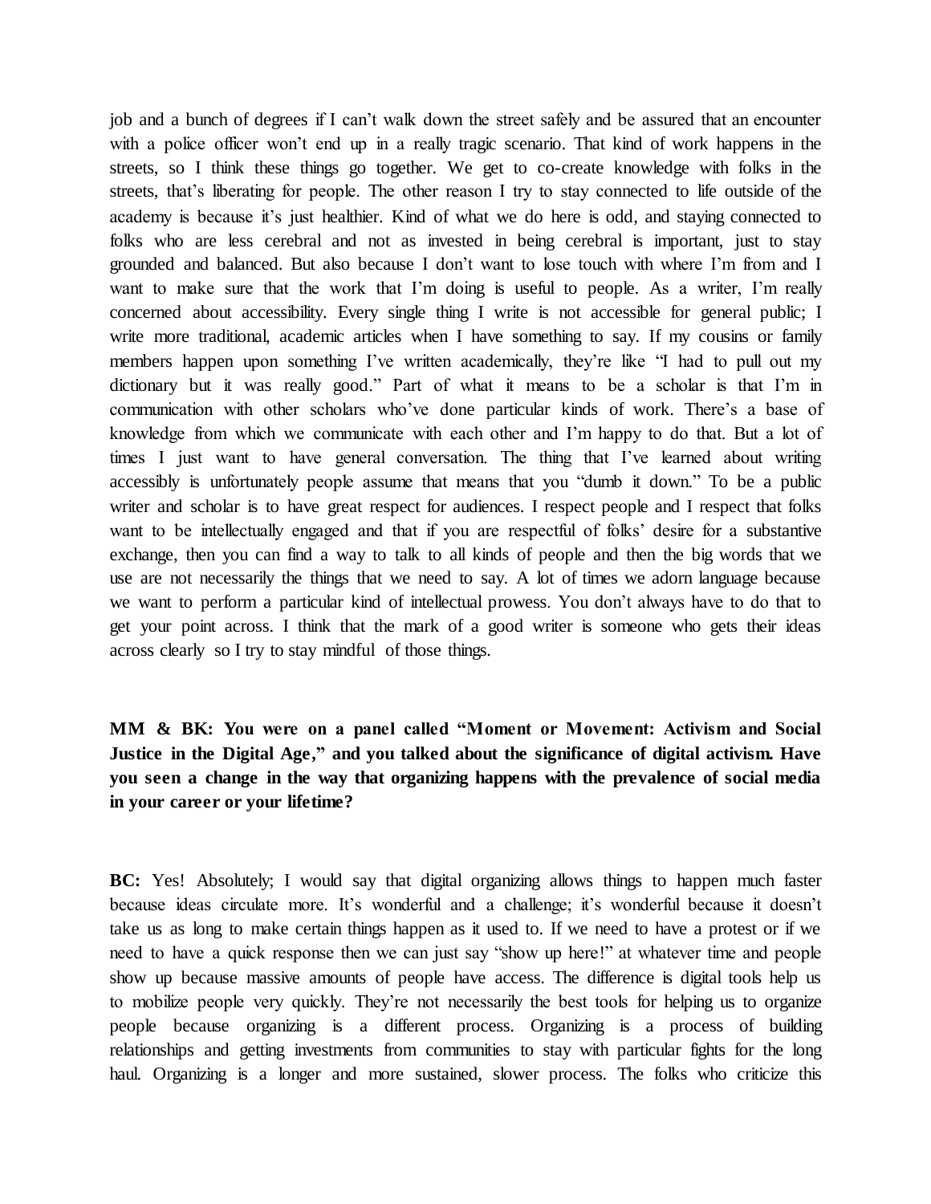job and a bunch of degrees if I can't walk down the street safely and be assured that an encounter with a police officer won't end up in a really tragic scenario. That kind of work happens in the streets, so I think these things go together. We get to co-create knowledge with folks in the streets, that's liberating for people. The other reason I try to stay connected to life outside of the academy is because it's just healthier. Kind of what we do here is odd, and staying connected to folks who are less cerebral and not as invested in being cerebral is important, just to stay grounded and balanced. But also because I don't want to lose touch with where I'm from and I want to make sure that the work that I'm doing is useful to people. As a writer, I'm really concerned about accessibility. Every single thing I write is not accessible for general public; I write more traditional, academic articles when I have something to say. If my cousins or family members happen upon something I've written academically, they're like "I had to pull out my dictionary but it was really good." Part of what it means to be a scholar is that I'm in communication with other scholars who've done particular kinds of work. There's a base of knowledge from which we communicate with each other and I'm happy to do that. But a lot of times I just want to have general conversation. The thing that I've learned about writing accessibly is unfortunately people assume that means that you "dumb it down." To be a public writer and scholar is to have great respect for audiences. I respect people and I respect that folks want to be intellectually engaged and that if you are respectful of folks' desire for a substantive exchange, then you can find a way to talk to all kinds of people and then the big words that we use are not necessarily the things that we need to say. A lot of times we adorn language because we want to perform a particular kind of intellectual prowess. You don't always have to do that to get your point across. I think that the mark of a good writer is someone who gets their ideas across clearly so I try to stay mindful of those things.

**MM & BK: You were on a panel called "Moment or Movement: Activism and Social Justice in the Digital Age," and you talked about the significance of digital activism. Have you seen a change in the way that organizing happens with the prevalence of social media in your career or your lifetime?**

**BC:** Yes! Absolutely; I would say that digital organizing allows things to happen much faster because ideas circulate more. It's wonderful and a challenge; it's wonderful because it doesn't take us as long to make certain things happen as it used to. If we need to have a protest or if we need to have a quick response then we can just say "show up here!" at whatever time and people show up because massive amounts of people have access. The difference is digital tools help us to mobilize people very quickly. They're not necessarily the best tools for helping us to organize people because organizing is a different process. Organizing is a process of building relationships and getting investments from communities to stay with particular fights for the long haul. Organizing is a longer and more sustained, slower process. The folks who criticize this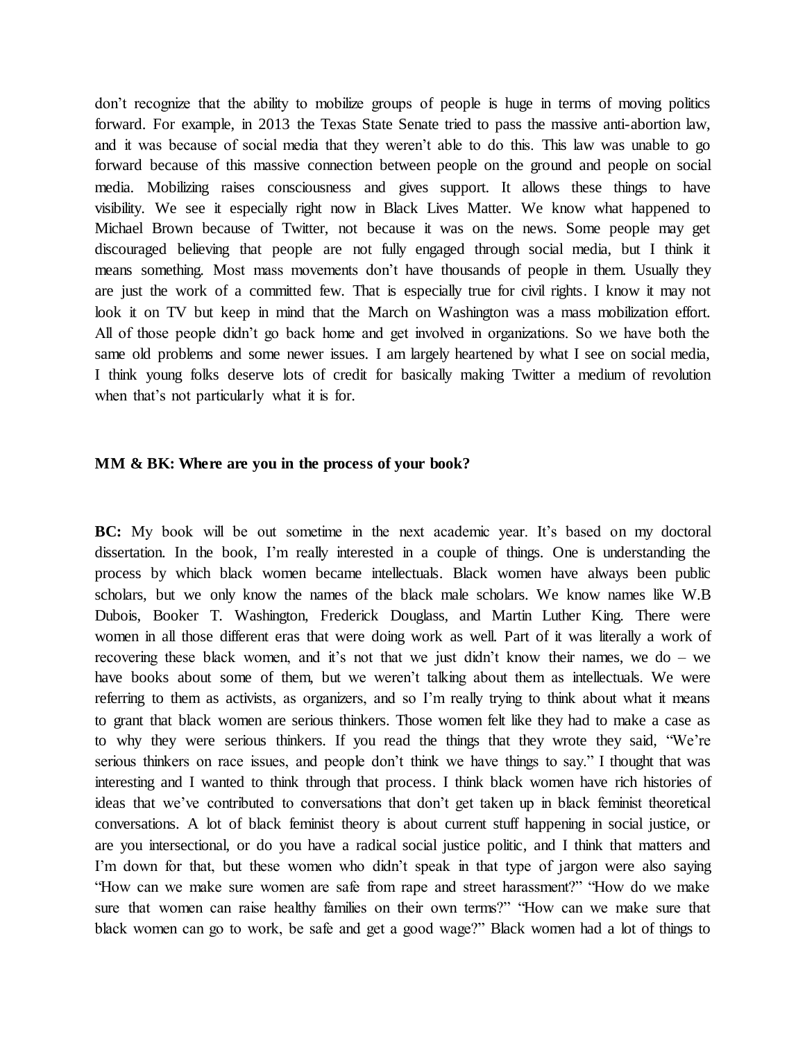don't recognize that the ability to mobilize groups of people is huge in terms of moving politics forward. For example, in 2013 the Texas State Senate tried to pass the massive anti-abortion law, and it was because of social media that they weren't able to do this. This law was unable to go forward because of this massive connection between people on the ground and people on social media. Mobilizing raises consciousness and gives support. It allows these things to have visibility. We see it especially right now in Black Lives Matter. We know what happened to Michael Brown because of Twitter, not because it was on the news. Some people may get discouraged believing that people are not fully engaged through social media, but I think it means something. Most mass movements don't have thousands of people in them. Usually they are just the work of a committed few. That is especially true for civil rights. I know it may not look it on TV but keep in mind that the March on Washington was a mass mobilization effort. All of those people didn't go back home and get involved in organizations. So we have both the same old problems and some newer issues. I am largely heartened by what I see on social media, I think young folks deserve lots of credit for basically making Twitter a medium of revolution when that's not particularly what it is for.

**MM & BK: Where are you in the process of your book?**

**BC:** My book will be out sometime in the next academic year. It's based on my doctoral dissertation. In the book, I'm really interested in a couple of things. One is understanding the process by which black women became intellectuals. Black women have always been public scholars, but we only know the names of the black male scholars. We know names like W.B Dubois, Booker T. Washington, Frederick Douglass, and Martin Luther King. There were women in all those different eras that were doing work as well. Part of it was literally a work of recovering these black women, and it's not that we just didn't know their names, we do – we have books about some of them, but we weren't talking about them as intellectuals. We were referring to them as activists, as organizers, and so I'm really trying to think about what it means to grant that black women are serious thinkers. Those women felt like they had to make a case as to why they were serious thinkers. If you read the things that they wrote they said, "We're serious thinkers on race issues, and people don't think we have things to say." I thought that was interesting and I wanted to think through that process. I think black women have rich histories of ideas that we've contributed to conversations that don't get taken up in black feminist theoretical conversations. A lot of black feminist theory is about current stuff happening in social justice, or are you intersectional, or do you have a radical social justice politic, and I think that matters and I'm down for that, but these women who didn't speak in that type of jargon were also saying "How can we make sure women are safe from rape and street harassment?" "How do we make sure that women can raise healthy families on their own terms?" "How can we make sure that black women can go to work, be safe and get a good wage?" Black women had a lot of things to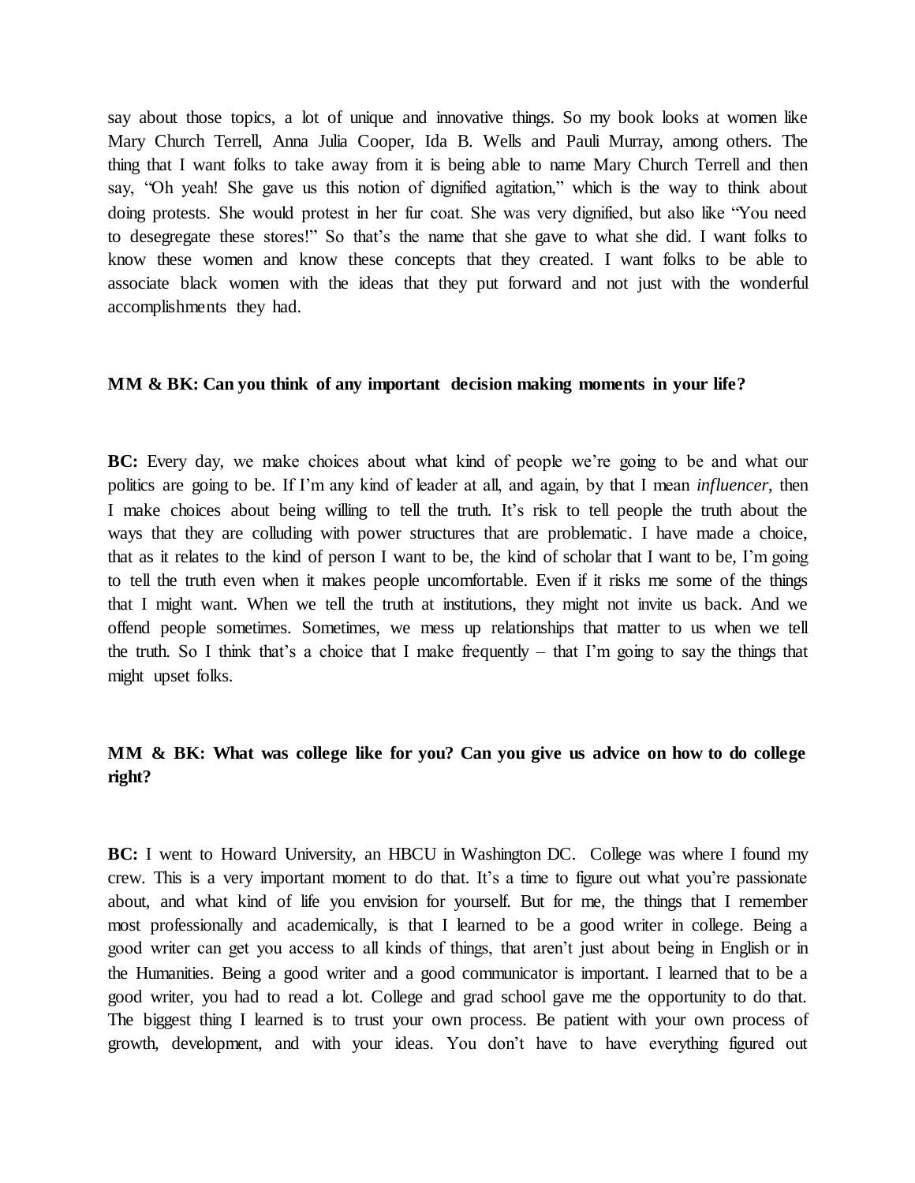say about those topics, a lot of unique and innovative things. So my book looks at women like Mary Church Terrell, Anna Julia Cooper, Ida B. Wells and Pauli Murray, among others. The thing that I want folks to take away from it is being able to name Mary Church Terrell and then say, "Oh yeah! She gave us this notion of dignified agitation," which is the way to think about doing protests. She would protest in her fur coat. She was very dignified, but also like "You need to desegregate these stores!" So that's the name that she gave to what she did. I want folks to know these women and know these concepts that they created. I want folks to be able to associate black women with the ideas that they put forward and not just with the wonderful accomplishments they had.

**MM & BK: Can you think of any important decision making moments in your life?**

**BC:** Every day, we make choices about what kind of people we're going to be and what our politics are going to be. If I'm any kind of leader at all, and again, by that I mean *influencer*, then I make choices about being willing to tell the truth. It's risk to tell people the truth about the ways that they are colluding with power structures that are problematic. I have made a choice, that as it relates to the kind of person I want to be, the kind of scholar that I want to be, I'm going to tell the truth even when it makes people uncomfortable. Even if it risks me some of the things that I might want. When we tell the truth at institutions, they might not invite us back. And we offend people sometimes. Sometimes, we mess up relationships that matter to us when we tell the truth. So I think that's a choice that I make frequently – that I'm going to say the things that might upset folks.

**MM & BK: What was college like for you? Can you give us advice on how to do college right?**

**BC:** I went to Howard University, an HBCU in Washington DC. College was where I found my crew. This is a very important moment to do that. It's a time to figure out what you're passionate about, and what kind of life you envision for yourself. But for me, the things that I remember most professionally and academically, is that I learned to be a good writer in college. Being a good writer can get you access to all kinds of things, that aren't just about being in English or in the Humanities. Being a good writer and a good communicator is important. I learned that to be a good writer, you had to read a lot. College and grad school gave me the opportunity to do that. The biggest thing I learned is to trust your own process. Be patient with your own process of growth, development, and with your ideas. You don't have to have everything figured out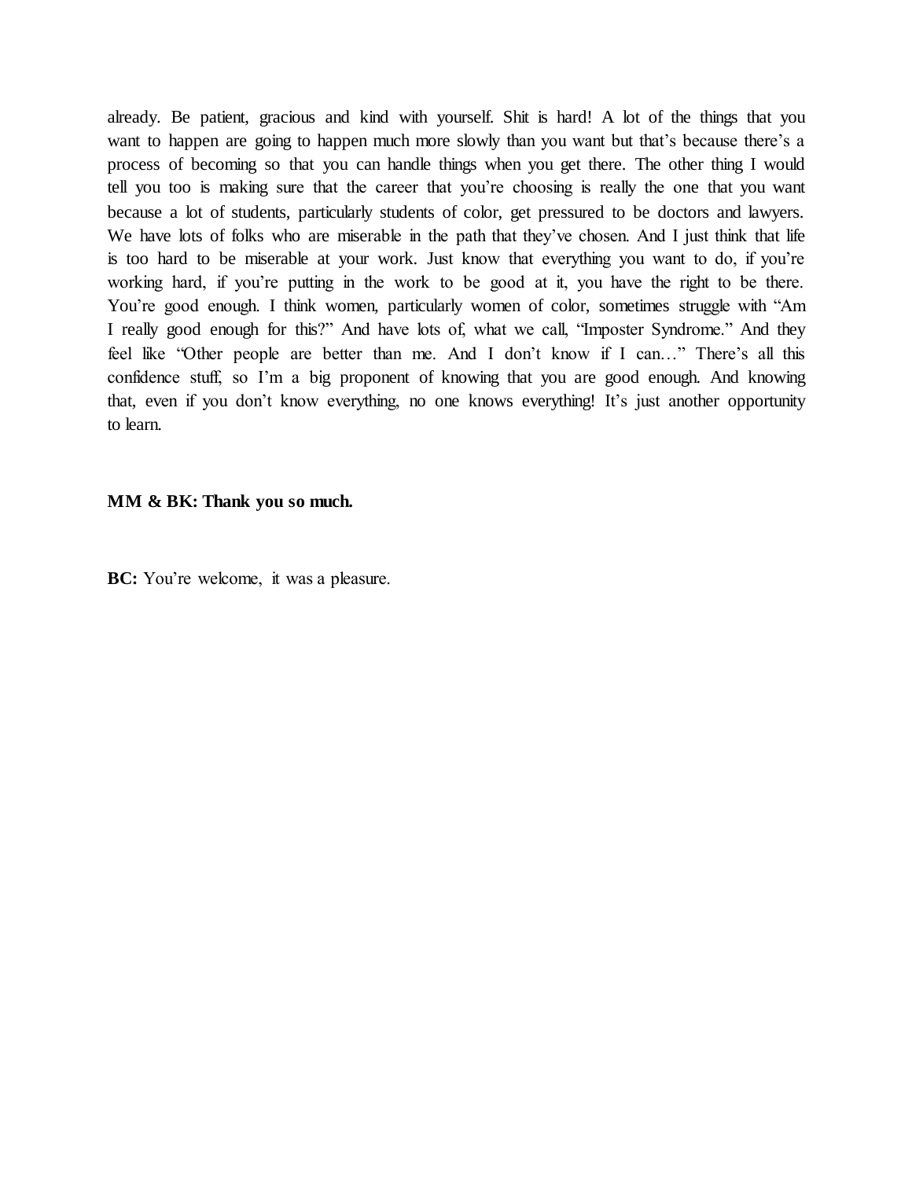already. Be patient, gracious and kind with yourself. Shit is hard! A lot of the things that you want to happen are going to happen much more slowly than you want but that's because there's a process of becoming so that you can handle things when you get there. The other thing I would tell you too is making sure that the career that you're choosing is really the one that you want because a lot of students, particularly students of color, get pressured to be doctors and lawyers. We have lots of folks who are miserable in the path that they've chosen. And I just think that life is too hard to be miserable at your work. Just know that everything you want to do, if you're working hard, if you're putting in the work to be good at it, you have the right to be there. You're good enough. I think women, particularly women of color, sometimes struggle with "Am I really good enough for this?" And have lots of, what we call, "Imposter Syndrome." And they feel like "Other people are better than me. And I don't know if I can…" There's all this confidence stuff, so I'm a big proponent of knowing that you are good enough. And knowing that, even if you don't know everything, no one knows everything! It's just another opportunity to learn.

**MM & BK: Thank you so much.**

**BC:** You're welcome, it was a pleasure.